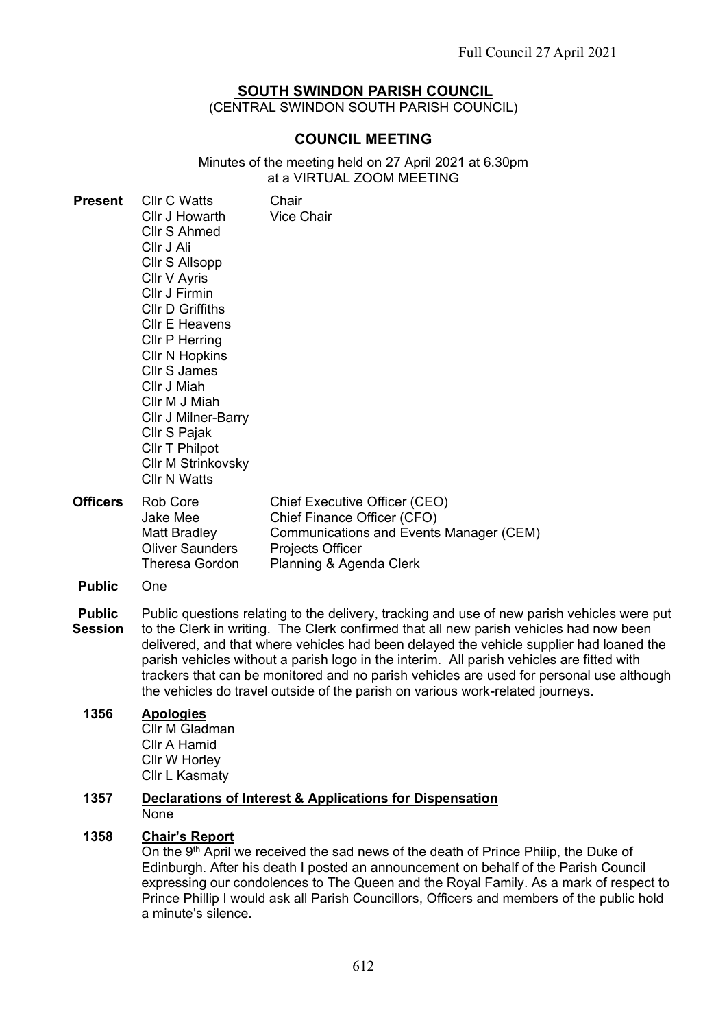# SOUTH SWINDON PARISH COUNCIL

(CENTRAL SWINDON SOUTH PARISH COUNCIL)

## COUNCIL MEETING

Minutes of the meeting held on 27 April 2021 at 6.30pm
at a VIRTUAL ZOOM MEETING

| | | |
|---|---|---|
| **Present** | Cllr C Watts | Chair |
| | Cllr J Howarth | Vice Chair |
| | Cllr S Ahmed | |
| | Cllr J Ali | |
| | Cllr S Allsopp | |
| | Cllr V Ayris | |
| | Cllr J Firmin | |
| | Cllr D Griffiths | |
| | Cllr E Heavens | |
| | Cllr P Herring | |
| | Cllr N Hopkins | |
| | Cllr S James | |
| | Cllr J Miah | |
| | Cllr M J Miah | |
| | Cllr J Milner-Barry | |
| | Cllr S Pajak | |
| | Cllr T Philpot | |
| | Cllr M Strinkovsky | |
| | Cllr N Watts | |
| **Officers** | Rob Core | Chief Executive Officer (CEO) |
| | Jake Mee | Chief Finance Officer (CFO) |
| | Matt Bradley | Communications and Events Manager (CEM) |
| | Oliver Saunders | Projects Officer |
| | Theresa Gordon | Planning & Agenda Clerk |
| **Public** | One | |

**Public Session** Public questions relating to the delivery, tracking and use of new parish vehicles were put to the Clerk in writing. The Clerk confirmed that all new parish vehicles had now been delivered, and that where vehicles had been delayed the vehicle supplier had loaned the parish vehicles without a parish logo in the interim. All parish vehicles are fitted with trackers that can be monitored and no parish vehicles are used for personal use although the vehicles do travel outside of the parish on various work-related journeys.

**1356 Apologies**

Cllr M Gladman
Cllr A Hamid
Cllr W Horley
Cllr L Kasmaty

**1357 Declarations of Interest & Applications for Dispensation**

None

**1358 Chair's Report**

On the 9th April we received the sad news of the death of Prince Philip, the Duke of Edinburgh. After his death I posted an announcement on behalf of the Parish Council expressing our condolences to The Queen and the Royal Family. As a mark of respect to Prince Phillip I would ask all Parish Councillors, Officers and members of the public hold a minute's silence.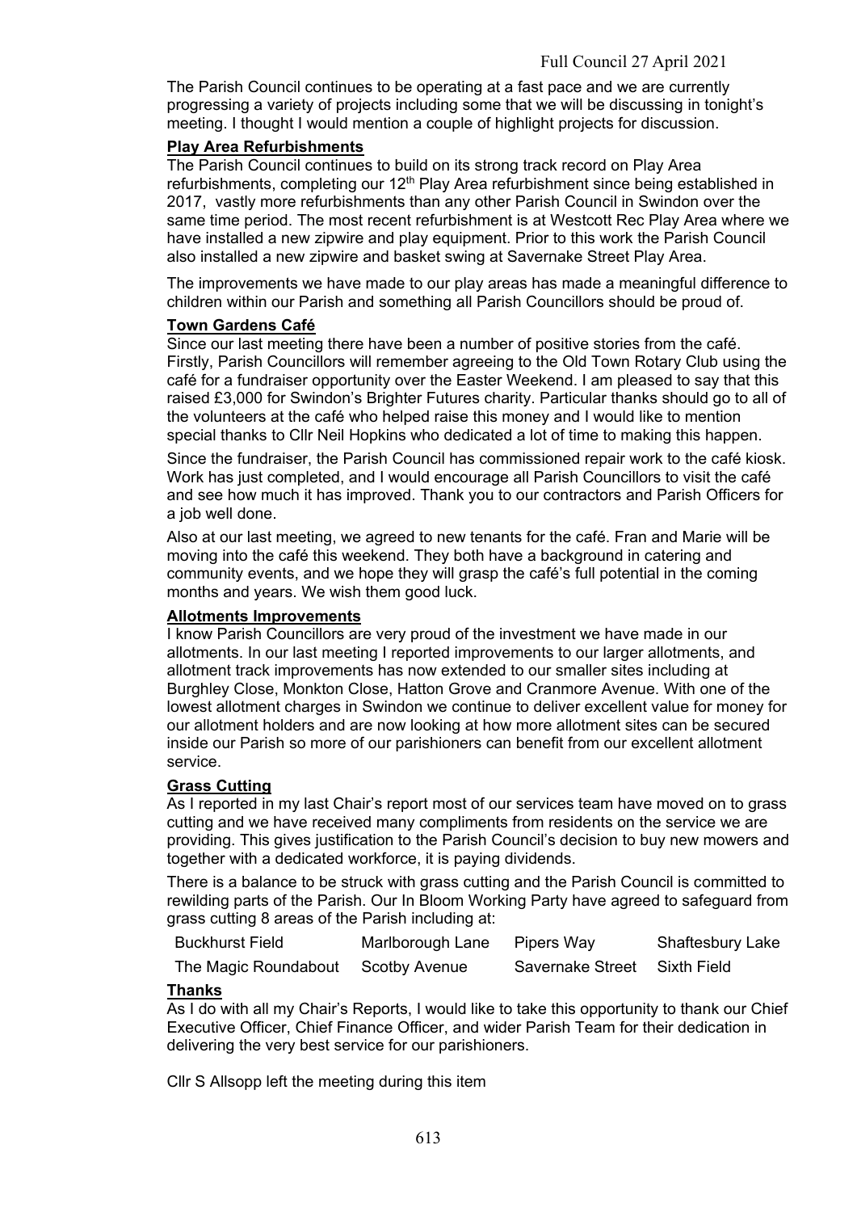The Parish Council continues to be operating at a fast pace and we are currently progressing a variety of projects including some that we will be discussing in tonight's meeting. I thought I would mention a couple of highlight projects for discussion.

**Play Area Refurbishments**

The Parish Council continues to build on its strong track record on Play Area refurbishments, completing our 12th Play Area refurbishment since being established in 2017, vastly more refurbishments than any other Parish Council in Swindon over the same time period. The most recent refurbishment is at Westcott Rec Play Area where we have installed a new zipwire and play equipment. Prior to this work the Parish Council also installed a new zipwire and basket swing at Savernake Street Play Area.

The improvements we have made to our play areas has made a meaningful difference to children within our Parish and something all Parish Councillors should be proud of.

**Town Gardens Café**

Since our last meeting there have been a number of positive stories from the café. Firstly, Parish Councillors will remember agreeing to the Old Town Rotary Club using the café for a fundraiser opportunity over the Easter Weekend. I am pleased to say that this raised £3,000 for Swindon's Brighter Futures charity. Particular thanks should go to all of the volunteers at the café who helped raise this money and I would like to mention special thanks to Cllr Neil Hopkins who dedicated a lot of time to making this happen.

Since the fundraiser, the Parish Council has commissioned repair work to the café kiosk. Work has just completed, and I would encourage all Parish Councillors to visit the café and see how much it has improved. Thank you to our contractors and Parish Officers for a job well done.

Also at our last meeting, we agreed to new tenants for the café. Fran and Marie will be moving into the café this weekend. They both have a background in catering and community events, and we hope they will grasp the café's full potential in the coming months and years. We wish them good luck.

**Allotments Improvements**

I know Parish Councillors are very proud of the investment we have made in our allotments. In our last meeting I reported improvements to our larger allotments, and allotment track improvements has now extended to our smaller sites including at Burghley Close, Monkton Close, Hatton Grove and Cranmore Avenue. With one of the lowest allotment charges in Swindon we continue to deliver excellent value for money for our allotment holders and are now looking at how more allotment sites can be secured inside our Parish so more of our parishioners can benefit from our excellent allotment service.

**Grass Cutting**

As I reported in my last Chair's report most of our services team have moved on to grass cutting and we have received many compliments from residents on the service we are providing. This gives justification to the Parish Council's decision to buy new mowers and together with a dedicated workforce, it is paying dividends.

There is a balance to be struck with grass cutting and the Parish Council is committed to rewilding parts of the Parish. Our In Bloom Working Party have agreed to safeguard from grass cutting 8 areas of the Parish including at:

| | | | |
|---|---|---|---|
| Buckhurst Field | Marlborough Lane | Pipers Way | Shaftesbury Lake |
| The Magic Roundabout | Scotby Avenue | Savernake Street | Sixth Field |

**Thanks**

As I do with all my Chair's Reports, I would like to take this opportunity to thank our Chief Executive Officer, Chief Finance Officer, and wider Parish Team for their dedication in delivering the very best service for our parishioners.

Cllr S Allsopp left the meeting during this item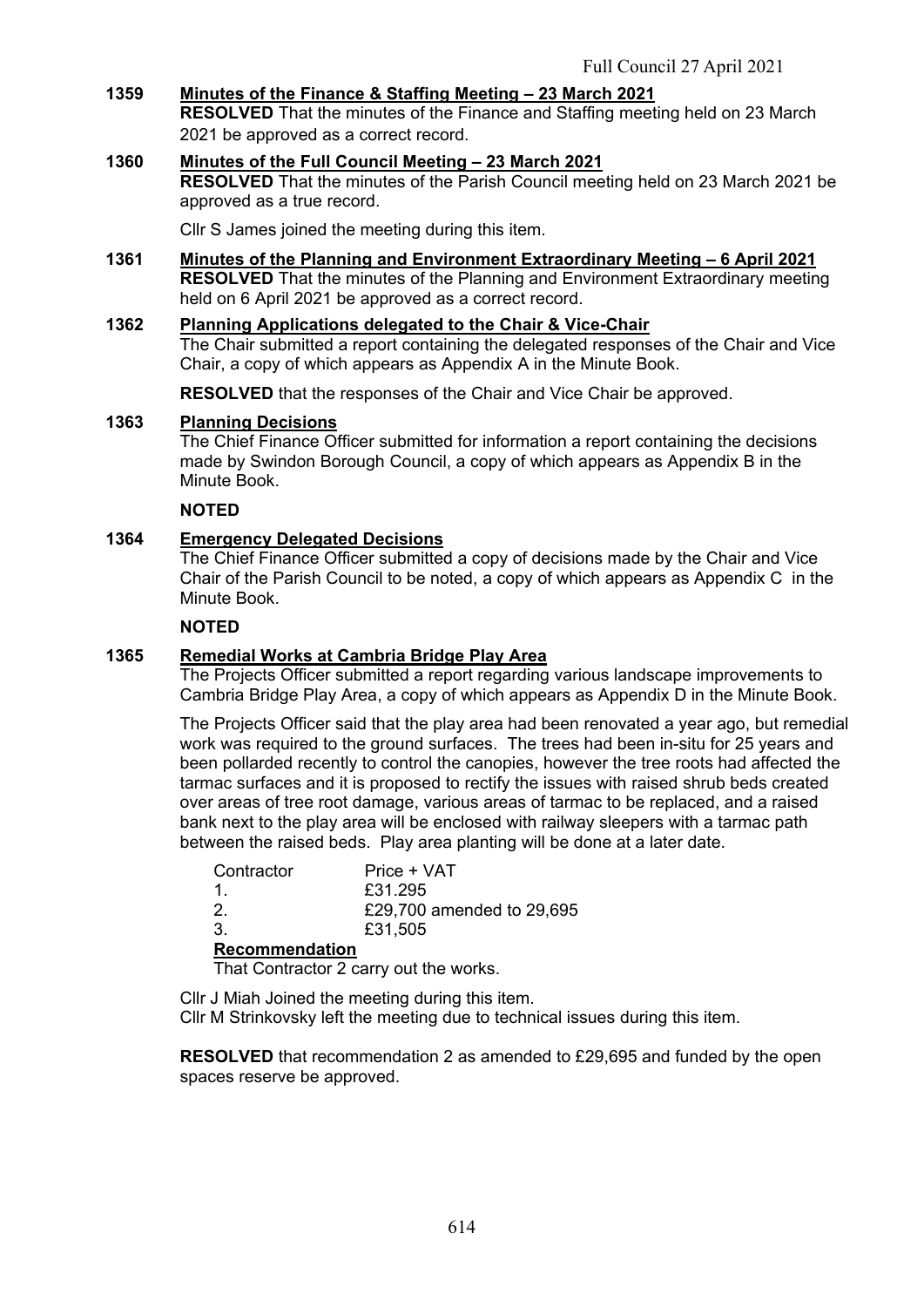**1359 Minutes of the Finance & Staffing Meeting – 23 March 2021**

**RESOLVED** That the minutes of the Finance and Staffing meeting held on 23 March 2021 be approved as a correct record.

**1360 Minutes of the Full Council Meeting – 23 March 2021**

**RESOLVED** That the minutes of the Parish Council meeting held on 23 March 2021 be approved as a true record.

Cllr S James joined the meeting during this item.

**1361 Minutes of the Planning and Environment Extraordinary Meeting – 6 April 2021**

**RESOLVED** That the minutes of the Planning and Environment Extraordinary meeting held on 6 April 2021 be approved as a correct record.

**1362 Planning Applications delegated to the Chair & Vice-Chair**

The Chair submitted a report containing the delegated responses of the Chair and Vice Chair, a copy of which appears as Appendix A in the Minute Book.

**RESOLVED** that the responses of the Chair and Vice Chair be approved.

**1363 Planning Decisions**

The Chief Finance Officer submitted for information a report containing the decisions made by Swindon Borough Council, a copy of which appears as Appendix B in the Minute Book.

**NOTED**

**1364 Emergency Delegated Decisions**

The Chief Finance Officer submitted a copy of decisions made by the Chair and Vice Chair of the Parish Council to be noted, a copy of which appears as Appendix C in the Minute Book.

**NOTED**

**1365 Remedial Works at Cambria Bridge Play Area**

The Projects Officer submitted a report regarding various landscape improvements to Cambria Bridge Play Area, a copy of which appears as Appendix D in the Minute Book.

The Projects Officer said that the play area had been renovated a year ago, but remedial work was required to the ground surfaces. The trees had been in-situ for 25 years and been pollarded recently to control the canopies, however the tree roots had affected the tarmac surfaces and it is proposed to rectify the issues with raised shrub beds created over areas of tree root damage, various areas of tarmac to be replaced, and a raised bank next to the play area will be enclosed with railway sleepers with a tarmac path between the raised beds. Play area planting will be done at a later date.

| Contractor | Price + VAT |
|---|---|
| 1. | £31.295 |
| 2. | £29,700 amended to 29,695 |
| 3. | £31,505 |

**Recommendation**

That Contractor 2 carry out the works.

Cllr J Miah Joined the meeting during this item.
Cllr M Strinkovsky left the meeting due to technical issues during this item.

**RESOLVED** that recommendation 2 as amended to £29,695 and funded by the open spaces reserve be approved.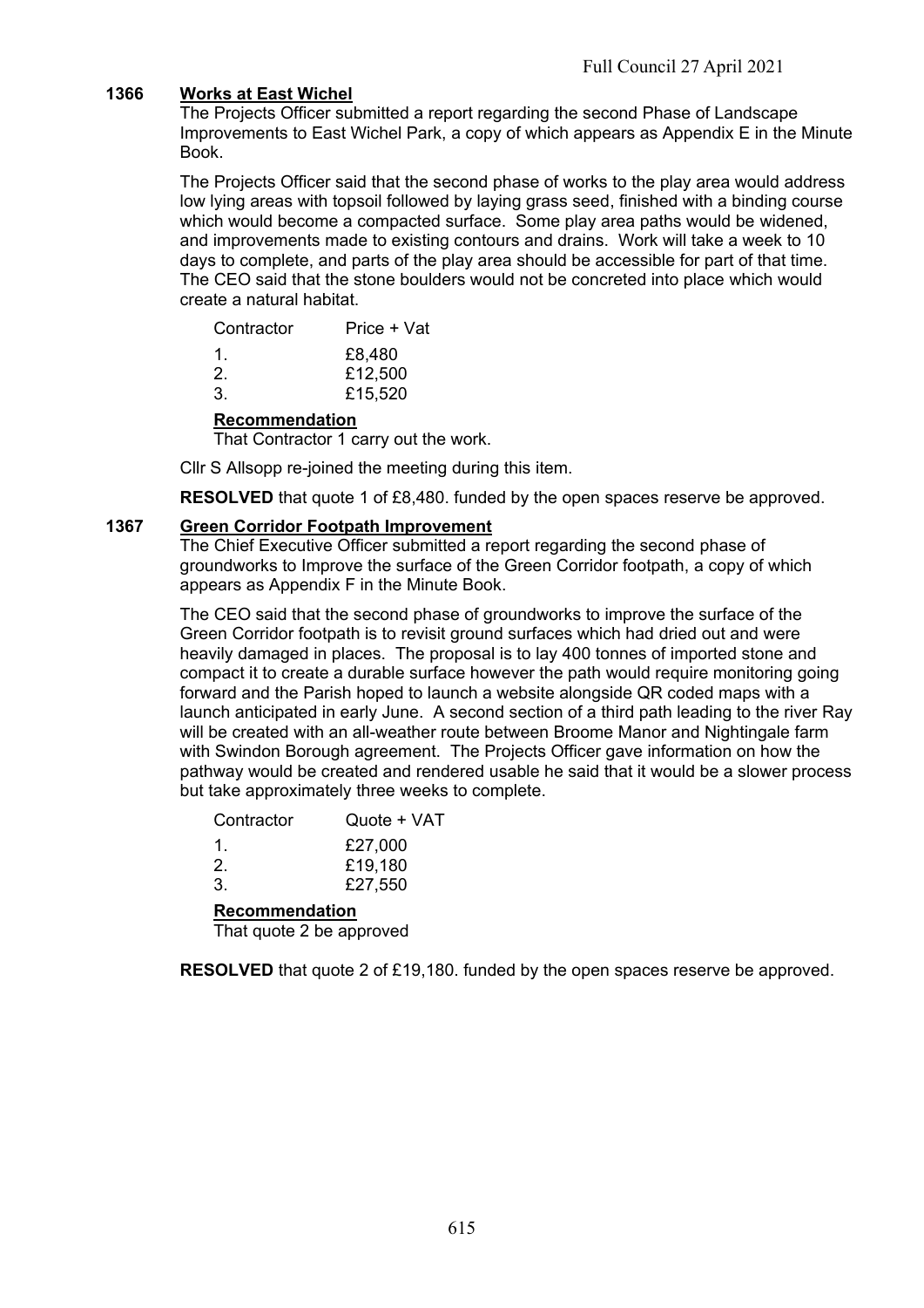**1366 Works at East Wichel**

The Projects Officer submitted a report regarding the second Phase of Landscape Improvements to East Wichel Park, a copy of which appears as Appendix E in the Minute Book.

The Projects Officer said that the second phase of works to the play area would address low lying areas with topsoil followed by laying grass seed, finished with a binding course which would become a compacted surface. Some play area paths would be widened, and improvements made to existing contours and drains. Work will take a week to 10 days to complete, and parts of the play area should be accessible for part of that time. The CEO said that the stone boulders would not be concreted into place which would create a natural habitat.

| Contractor | Price + Vat |
|---|---|
| 1. | £8,480 |
| 2. | £12,500 |
| 3. | £15,520 |

**Recommendation**

That Contractor 1 carry out the work.

Cllr S Allsopp re-joined the meeting during this item.

**RESOLVED** that quote 1 of £8,480. funded by the open spaces reserve be approved.

**1367 Green Corridor Footpath Improvement**

The Chief Executive Officer submitted a report regarding the second phase of groundworks to Improve the surface of the Green Corridor footpath, a copy of which appears as Appendix F in the Minute Book.

The CEO said that the second phase of groundworks to improve the surface of the Green Corridor footpath is to revisit ground surfaces which had dried out and were heavily damaged in places. The proposal is to lay 400 tonnes of imported stone and compact it to create a durable surface however the path would require monitoring going forward and the Parish hoped to launch a website alongside QR coded maps with a launch anticipated in early June. A second section of a third path leading to the river Ray will be created with an all-weather route between Broome Manor and Nightingale farm with Swindon Borough agreement. The Projects Officer gave information on how the pathway would be created and rendered usable he said that it would be a slower process but take approximately three weeks to complete.

| Contractor | Quote + VAT |
|---|---|
| 1. | £27,000 |
| 2. | £19,180 |
| 3. | £27,550 |

**Recommendation**

That quote 2 be approved

**RESOLVED** that quote 2 of £19,180. funded by the open spaces reserve be approved.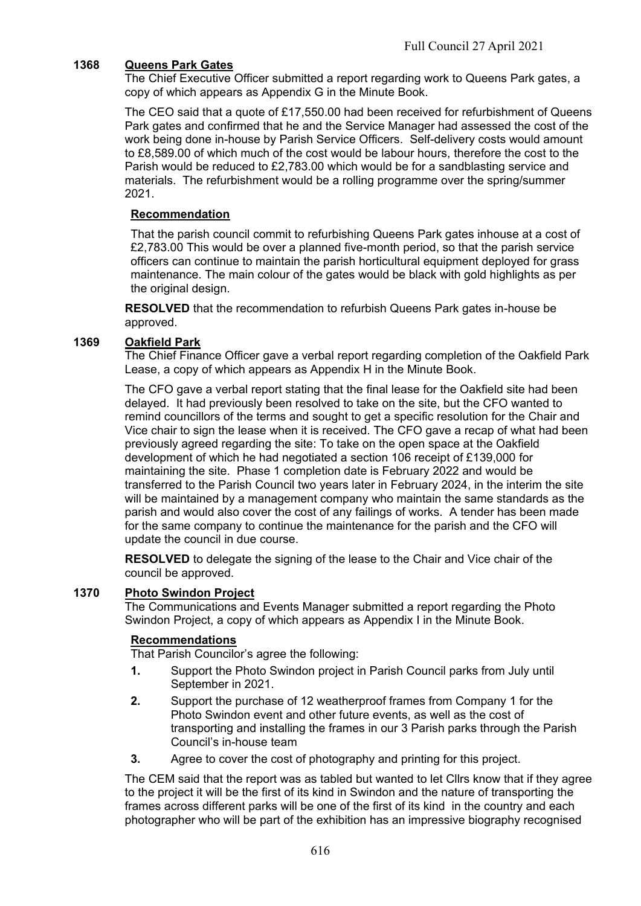### 1368 Queens Park Gates

The Chief Executive Officer submitted a report regarding work to Queens Park gates, a copy of which appears as Appendix G in the Minute Book.

The CEO said that a quote of £17,550.00 had been received for refurbishment of Queens Park gates and confirmed that he and the Service Manager had assessed the cost of the work being done in-house by Parish Service Officers. Self-delivery costs would amount to £8,589.00 of which much of the cost would be labour hours, therefore the cost to the Parish would be reduced to £2,783.00 which would be for a sandblasting service and materials. The refurbishment would be a rolling programme over the spring/summer 2021.

**Recommendation**

That the parish council commit to refurbishing Queens Park gates inhouse at a cost of £2,783.00 This would be over a planned five-month period, so that the parish service officers can continue to maintain the parish horticultural equipment deployed for grass maintenance. The main colour of the gates would be black with gold highlights as per the original design.

**RESOLVED** that the recommendation to refurbish Queens Park gates in-house be approved.

### 1369 Oakfield Park

The Chief Finance Officer gave a verbal report regarding completion of the Oakfield Park Lease, a copy of which appears as Appendix H in the Minute Book.

The CFO gave a verbal report stating that the final lease for the Oakfield site had been delayed. It had previously been resolved to take on the site, but the CFO wanted to remind councillors of the terms and sought to get a specific resolution for the Chair and Vice chair to sign the lease when it is received. The CFO gave a recap of what had been previously agreed regarding the site: To take on the open space at the Oakfield development of which he had negotiated a section 106 receipt of £139,000 for maintaining the site. Phase 1 completion date is February 2022 and would be transferred to the Parish Council two years later in February 2024, in the interim the site will be maintained by a management company who maintain the same standards as the parish and would also cover the cost of any failings of works. A tender has been made for the same company to continue the maintenance for the parish and the CFO will update the council in due course.

**RESOLVED** to delegate the signing of the lease to the Chair and Vice chair of the council be approved.

### 1370 Photo Swindon Project

The Communications and Events Manager submitted a report regarding the Photo Swindon Project, a copy of which appears as Appendix I in the Minute Book.

**Recommendations**

That Parish Councilor's agree the following:

1. Support the Photo Swindon project in Parish Council parks from July until September in 2021.
2. Support the purchase of 12 weatherproof frames from Company 1 for the Photo Swindon event and other future events, as well as the cost of transporting and installing the frames in our 3 Parish parks through the Parish Council's in-house team
3. Agree to cover the cost of photography and printing for this project.

The CEM said that the report was as tabled but wanted to let Cllrs know that if they agree to the project it will be the first of its kind in Swindon and the nature of transporting the frames across different parks will be one of the first of its kind in the country and each photographer who will be part of the exhibition has an impressive biography recognised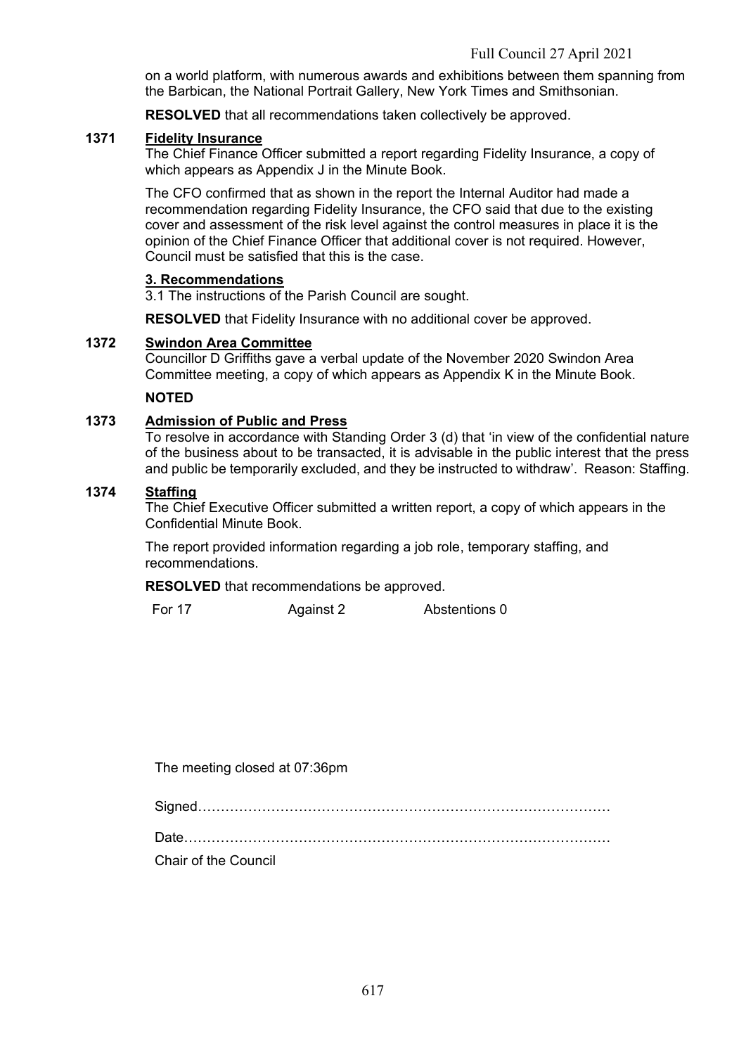on a world platform, with numerous awards and exhibitions between them spanning from the Barbican, the National Portrait Gallery, New York Times and Smithsonian.

**RESOLVED** that all recommendations taken collectively be approved.

**1371 Fidelity Insurance**

The Chief Finance Officer submitted a report regarding Fidelity Insurance, a copy of which appears as Appendix J in the Minute Book.

The CFO confirmed that as shown in the report the Internal Auditor had made a recommendation regarding Fidelity Insurance, the CFO said that due to the existing cover and assessment of the risk level against the control measures in place it is the opinion of the Chief Finance Officer that additional cover is not required. However, Council must be satisfied that this is the case.

**3. Recommendations**

3.1 The instructions of the Parish Council are sought.

**RESOLVED** that Fidelity Insurance with no additional cover be approved.

**1372 Swindon Area Committee**

Councillor D Griffiths gave a verbal update of the November 2020 Swindon Area Committee meeting, a copy of which appears as Appendix K in the Minute Book.

**NOTED**

**1373 Admission of Public and Press**

To resolve in accordance with Standing Order 3 (d) that 'in view of the confidential nature of the business about to be transacted, it is advisable in the public interest that the press and public be temporarily excluded, and they be instructed to withdraw'. Reason: Staffing.

**1374 Staffing**

The Chief Executive Officer submitted a written report, a copy of which appears in the Confidential Minute Book.

The report provided information regarding a job role, temporary staffing, and recommendations.

**RESOLVED** that recommendations be approved.

For 17 &nbsp;&nbsp;&nbsp;&nbsp; Against 2 &nbsp;&nbsp;&nbsp;&nbsp; Abstentions 0

The meeting closed at 07:36pm

Signed………………………………………………………………………………

Date…………………………………………………………………………………

Chair of the Council